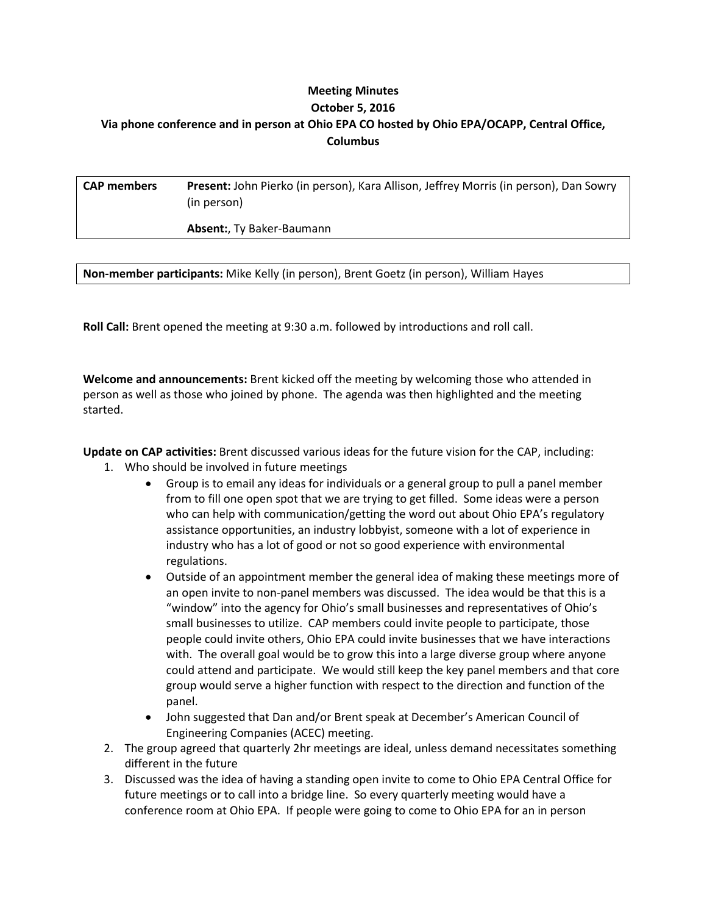**Meeting Minutes**

**October 5, 2016**

**Via phone conference and in person at Ohio EPA CO hosted by Ohio EPA/OCAPP, Central Office, Columbus**

| **CAP members** | **Present:** John Pierko (in person), Kara Allison, Jeffrey Morris (in person), Dan Sowry (in person)<br><br>**Absent:**, Ty Baker-Baumann |
|---|---|

| **Non-member participants:** Mike Kelly (in person), Brent Goetz (in person), William Hayes |
|---|

**Roll Call:** Brent opened the meeting at 9:30 a.m. followed by introductions and roll call.

**Welcome and announcements:** Brent kicked off the meeting by welcoming those who attended in person as well as those who joined by phone. The agenda was then highlighted and the meeting started.

**Update on CAP activities:** Brent discussed various ideas for the future vision for the CAP, including:

1. Who should be involved in future meetings
   - Group is to email any ideas for individuals or a general group to pull a panel member from to fill one open spot that we are trying to get filled. Some ideas were a person who can help with communication/getting the word out about Ohio EPA's regulatory assistance opportunities, an industry lobbyist, someone with a lot of experience in industry who has a lot of good or not so good experience with environmental regulations.
   - Outside of an appointment member the general idea of making these meetings more of an open invite to non-panel members was discussed. The idea would be that this is a "window" into the agency for Ohio's small businesses and representatives of Ohio's small businesses to utilize. CAP members could invite people to participate, those people could invite others, Ohio EPA could invite businesses that we have interactions with. The overall goal would be to grow this into a large diverse group where anyone could attend and participate. We would still keep the key panel members and that core group would serve a higher function with respect to the direction and function of the panel.
   - John suggested that Dan and/or Brent speak at December's American Council of Engineering Companies (ACEC) meeting.
2. The group agreed that quarterly 2hr meetings are ideal, unless demand necessitates something different in the future
3. Discussed was the idea of having a standing open invite to come to Ohio EPA Central Office for future meetings or to call into a bridge line. So every quarterly meeting would have a conference room at Ohio EPA. If people were going to come to Ohio EPA for an in person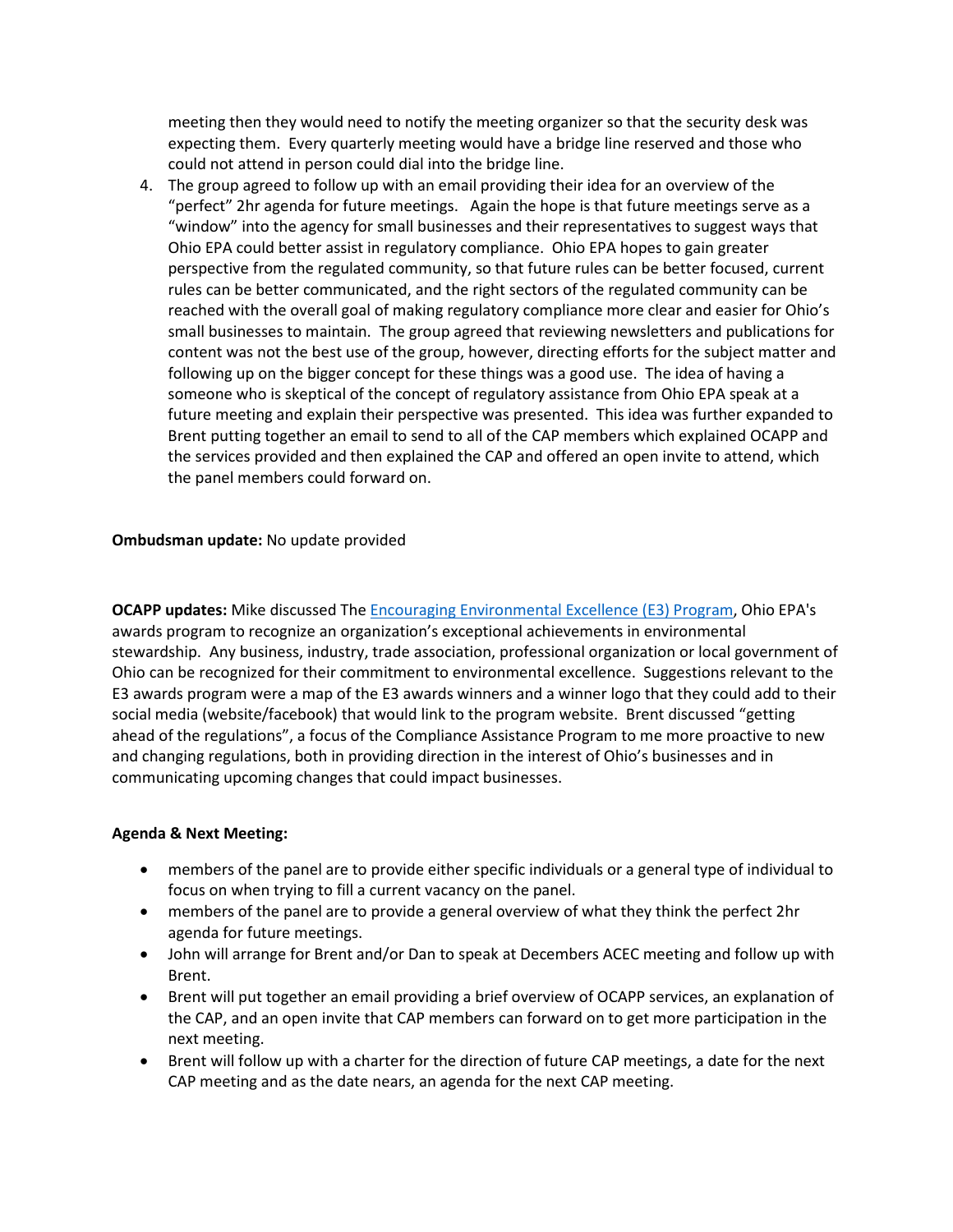meeting then they would need to notify the meeting organizer so that the security desk was expecting them. Every quarterly meeting would have a bridge line reserved and those who could not attend in person could dial into the bridge line.

4. The group agreed to follow up with an email providing their idea for an overview of the "perfect" 2hr agenda for future meetings. Again the hope is that future meetings serve as a "window" into the agency for small businesses and their representatives to suggest ways that Ohio EPA could better assist in regulatory compliance. Ohio EPA hopes to gain greater perspective from the regulated community, so that future rules can be better focused, current rules can be better communicated, and the right sectors of the regulated community can be reached with the overall goal of making regulatory compliance more clear and easier for Ohio's small businesses to maintain. The group agreed that reviewing newsletters and publications for content was not the best use of the group, however, directing efforts for the subject matter and following up on the bigger concept for these things was a good use. The idea of having a someone who is skeptical of the concept of regulatory assistance from Ohio EPA speak at a future meeting and explain their perspective was presented. This idea was further expanded to Brent putting together an email to send to all of the CAP members which explained OCAPP and the services provided and then explained the CAP and offered an open invite to attend, which the panel members could forward on.

**Ombudsman update:** No update provided

**OCAPP updates:** Mike discussed The [Encouraging Environmental Excellence (E3) Program](), Ohio EPA's awards program to recognize an organization's exceptional achievements in environmental stewardship. Any business, industry, trade association, professional organization or local government of Ohio can be recognized for their commitment to environmental excellence. Suggestions relevant to the E3 awards program were a map of the E3 awards winners and a winner logo that they could add to their social media (website/facebook) that would link to the program website. Brent discussed "getting ahead of the regulations", a focus of the Compliance Assistance Program to me more proactive to new and changing regulations, both in providing direction in the interest of Ohio's businesses and in communicating upcoming changes that could impact businesses.

**Agenda & Next Meeting:**

- members of the panel are to provide either specific individuals or a general type of individual to focus on when trying to fill a current vacancy on the panel.
- members of the panel are to provide a general overview of what they think the perfect 2hr agenda for future meetings.
- John will arrange for Brent and/or Dan to speak at Decembers ACEC meeting and follow up with Brent.
- Brent will put together an email providing a brief overview of OCAPP services, an explanation of the CAP, and an open invite that CAP members can forward on to get more participation in the next meeting.
- Brent will follow up with a charter for the direction of future CAP meetings, a date for the next CAP meeting and as the date nears, an agenda for the next CAP meeting.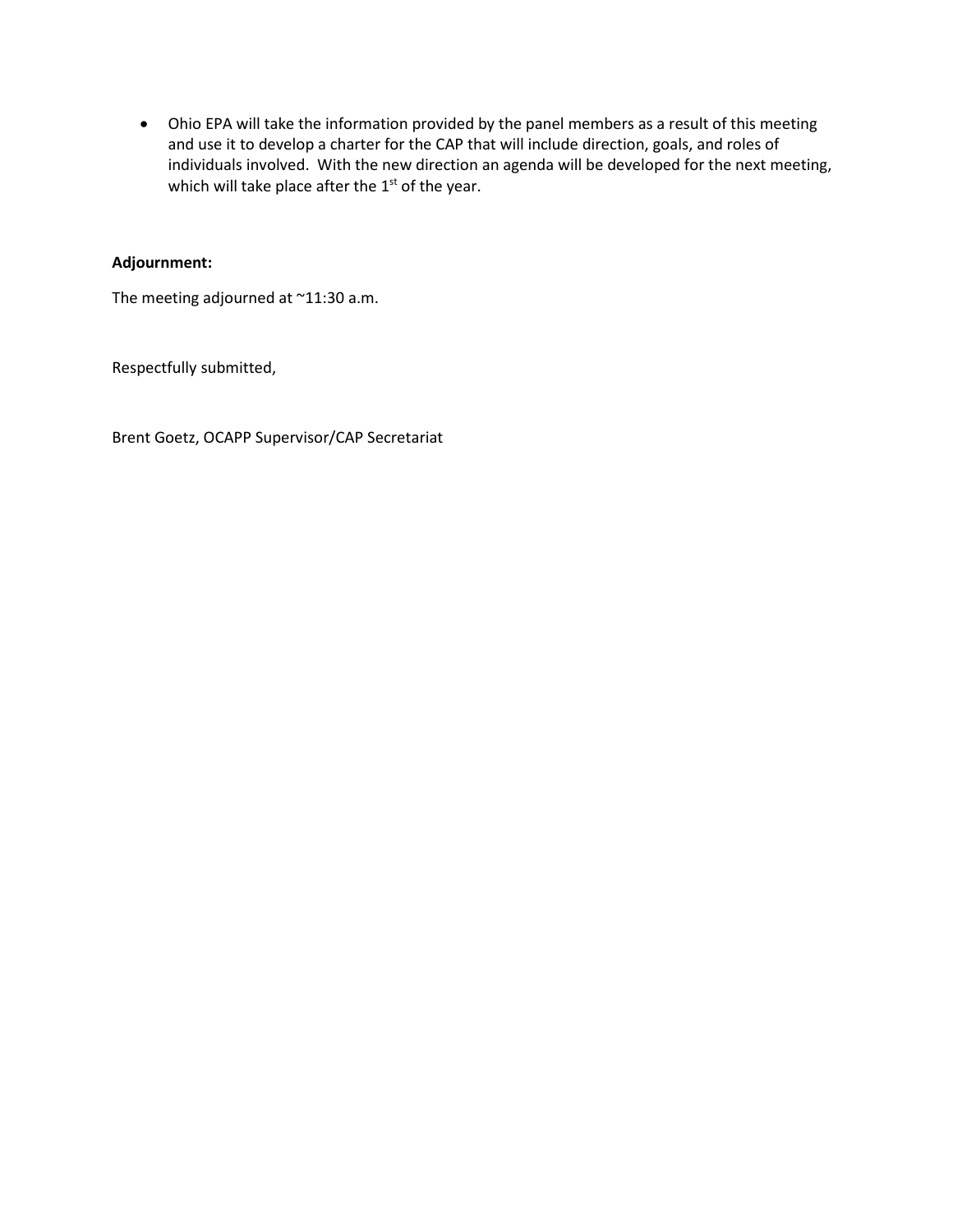- Ohio EPA will take the information provided by the panel members as a result of this meeting and use it to develop a charter for the CAP that will include direction, goals, and roles of individuals involved. With the new direction an agenda will be developed for the next meeting, which will take place after the 1st of the year.

**Adjournment:**

The meeting adjourned at ~11:30 a.m.

Respectfully submitted,

Brent Goetz, OCAPP Supervisor/CAP Secretariat